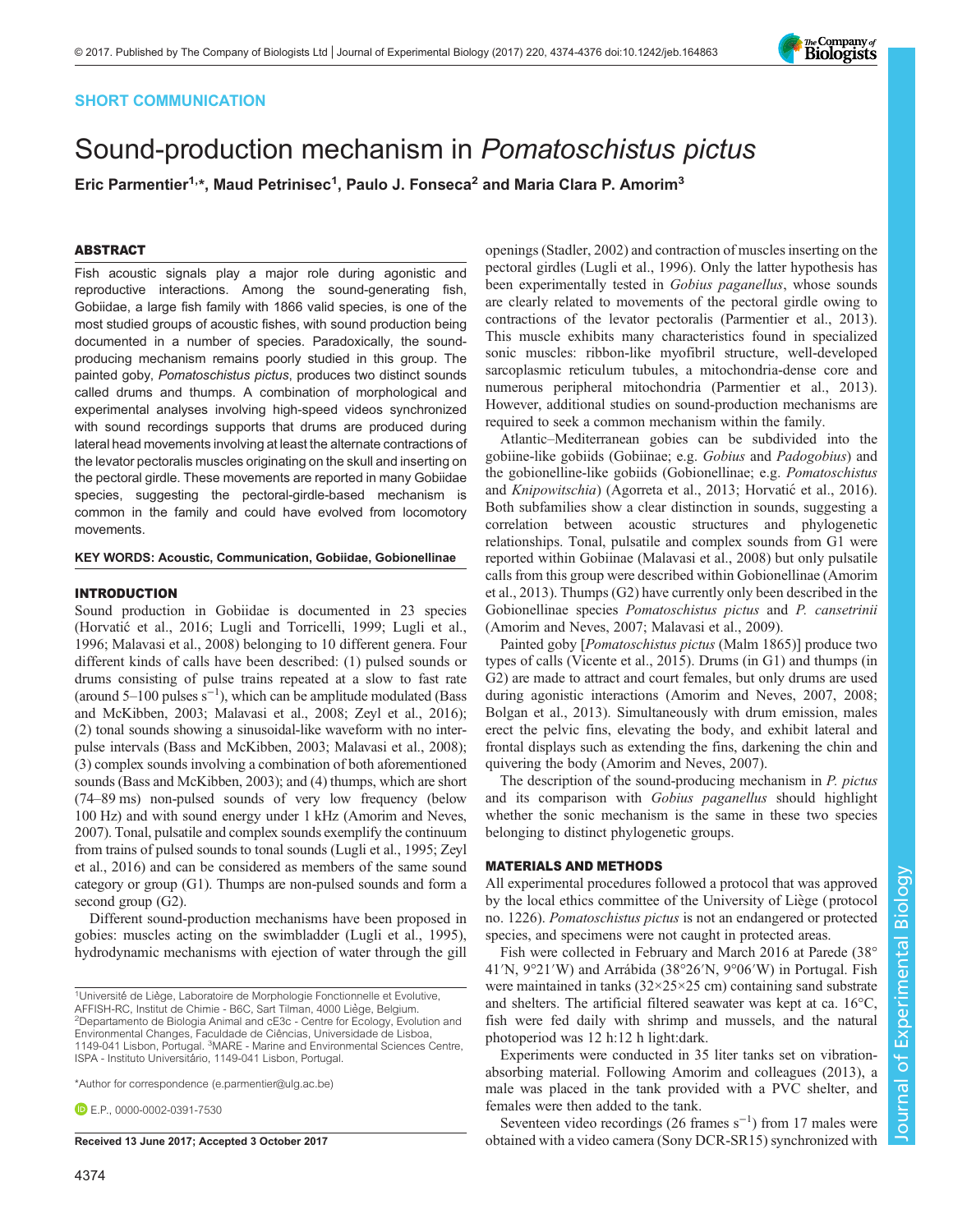SHORT COMMUNICATION

# Sound-production mechanism in *Pomatoschistus pictus*

**Eric Parmentier[1,*], Maud Petrinisec[1], Paulo J. Fonseca[2] and Maria Clara P. Amorim[3]**

## ABSTRACT

Fish acoustic signals play a major role during agonistic and reproductive interactions. Among the sound-generating fish, Gobiidae, a large fish family with 1866 valid species, is one of the most studied groups of acoustic fishes, with sound production being documented in a number of species. Paradoxically, the sound-producing mechanism remains poorly studied in this group. The painted goby, *Pomatoschistus pictus*, produces two distinct sounds called drums and thumps. A combination of morphological and experimental analyses involving high-speed videos synchronized with sound recordings supports that drums are produced during lateral head movements involving at least the alternate contractions of the levator pectoralis muscles originating on the skull and inserting on the pectoral girdle. These movements are reported in many Gobiidae species, suggesting the pectoral-girdle-based mechanism is common in the family and could have evolved from locomotory movements.

**KEY WORDS: Acoustic, Communication, Gobiidae, Gobionellinae**

## INTRODUCTION

Sound production in Gobiidae is documented in 23 species (Horvatić et al., 2016; Lugli and Torricelli, 1999; Lugli et al., 1996; Malavasi et al., 2008) belonging to 10 different genera. Four different kinds of calls have been described: (1) pulsed sounds or drums consisting of pulse trains repeated at a slow to fast rate (around 5–100 pulses $s^{-1}$), which can be amplitude modulated (Bass and McKibben, 2003; Malavasi et al., 2008; Zeyl et al., 2016); (2) tonal sounds showing a sinusoidal-like waveform with no inter-pulse intervals (Bass and McKibben, 2003; Malavasi et al., 2008); (3) complex sounds involving a combination of both aforementioned sounds (Bass and McKibben, 2003); and (4) thumps, which are short (74–89 ms) non-pulsed sounds of very low frequency (below 100 Hz) and with sound energy under 1 kHz (Amorim and Neves, 2007). Tonal, pulsatile and complex sounds exemplify the continuum from trains of pulsed sounds to tonal sounds (Lugli et al., 1995; Zeyl et al., 2016) and can be considered as members of the same sound category or group (G1). Thumps are non-pulsed sounds and form a second group (G2).

Different sound-production mechanisms have been proposed in gobies: muscles acting on the swimbladder (Lugli et al., 1995), hydrodynamic mechanisms with ejection of water through the gill openings (Stadler, 2002) and contraction of muscles inserting on the pectoral girdles (Lugli et al., 1996). Only the latter hypothesis has been experimentally tested in *Gobius paganellus*, whose sounds are clearly related to movements of the pectoral girdle owing to contractions of the levator pectoralis (Parmentier et al., 2013). This muscle exhibits many characteristics found in specialized sonic muscles: ribbon-like myofibril structure, well-developed sarcoplasmic reticulum tubules, a mitochondria-dense core and numerous peripheral mitochondria (Parmentier et al., 2013). However, additional studies on sound-production mechanisms are required to seek a common mechanism within the family.

Atlantic–Mediterranean gobies can be subdivided into the gobiine-like gobiids (Gobiinae; e.g. *Gobius* and *Padogobius*) and the gobionelline-like gobiids (Gobionellinae; e.g. *Pomatoschistus* and *Knipowitschia*) (Agorreta et al., 2013; Horvatić et al., 2016). Both subfamilies show a clear distinction in sounds, suggesting a correlation between acoustic structures and phylogenetic relationships. Tonal, pulsatile and complex sounds from G1 were reported within Gobiinae (Malavasi et al., 2008) but only pulsatile calls from this group were described within Gobionellinae (Amorim et al., 2013). Thumps (G2) have currently only been described in the Gobionellinae species *Pomatoschistus pictus* and *P. canestrinii* (Amorim and Neves, 2007; Malavasi et al., 2009).

Painted goby [*Pomatoschistus pictus* (Malm 1865)] produce two types of calls (Vicente et al., 2015). Drums (in G1) and thumps (in G2) are made to attract and court females, but only drums are used during agonistic interactions (Amorim and Neves, 2007, 2008; Bolgan et al., 2013). Simultaneously with drum emission, males erect the pelvic fins, elevating the body, and exhibit lateral and frontal displays such as extending the fins, darkening the chin and quivering the body (Amorim and Neves, 2007).

The description of the sound-producing mechanism in *P. pictus* and its comparison with *Gobius paganellus* should highlight whether the sonic mechanism is the same in these two species belonging to distinct phylogenetic groups.

## MATERIALS AND METHODS

All experimental procedures followed a protocol that was approved by the local ethics committee of the University of Liège (protocol no. 1226). *Pomatoschistus pictus* is not an endangered or protected species, and specimens were not caught in protected areas.

Fish were collected in February and March 2016 at Parede (38°41′N, 9°21′W) and Arrábida (38°26′N, 9°06′W) in Portugal. Fish were maintained in tanks (32×25×25 cm) containing sand substrate and shelters. The artificial filtered seawater was kept at ca. 16°C, fish were fed daily with shrimp and mussels, and the natural photoperiod was 12 h:12 h light:dark.

Experiments were conducted in 35 liter tanks set on vibration-absorbing material. Following Amorim and colleagues (2013), a male was placed in the tank provided with a PVC shelter, and females were then added to the tank.

Seventeen video recordings (26 frames $s^{-1}$) from 17 males were obtained with a video camera (Sony DCR-SR15) synchronized with

---

[1]Université de Liège, Laboratoire de Morphologie Fonctionnelle et Evolutive, AFFISH-RC, Institut de Chimie - B6C, Sart Tilman, 4000 Liège, Belgium. [2]Departamento de Biologia Animal and cE3c - Centre for Ecology, Evolution and Environmental Changes, Faculdade de Ciências, Universidade de Lisboa, 1149-041 Lisbon, Portugal. [3]MARE - Marine and Environmental Sciences Centre, ISPA - Instituto Universitário, 1149-041 Lisbon, Portugal.

*Author for correspondence (e.parmentier@ulg.ac.be)

E.P., 0000-0002-0391-7530

**Received 13 June 2017; Accepted 3 October 2017**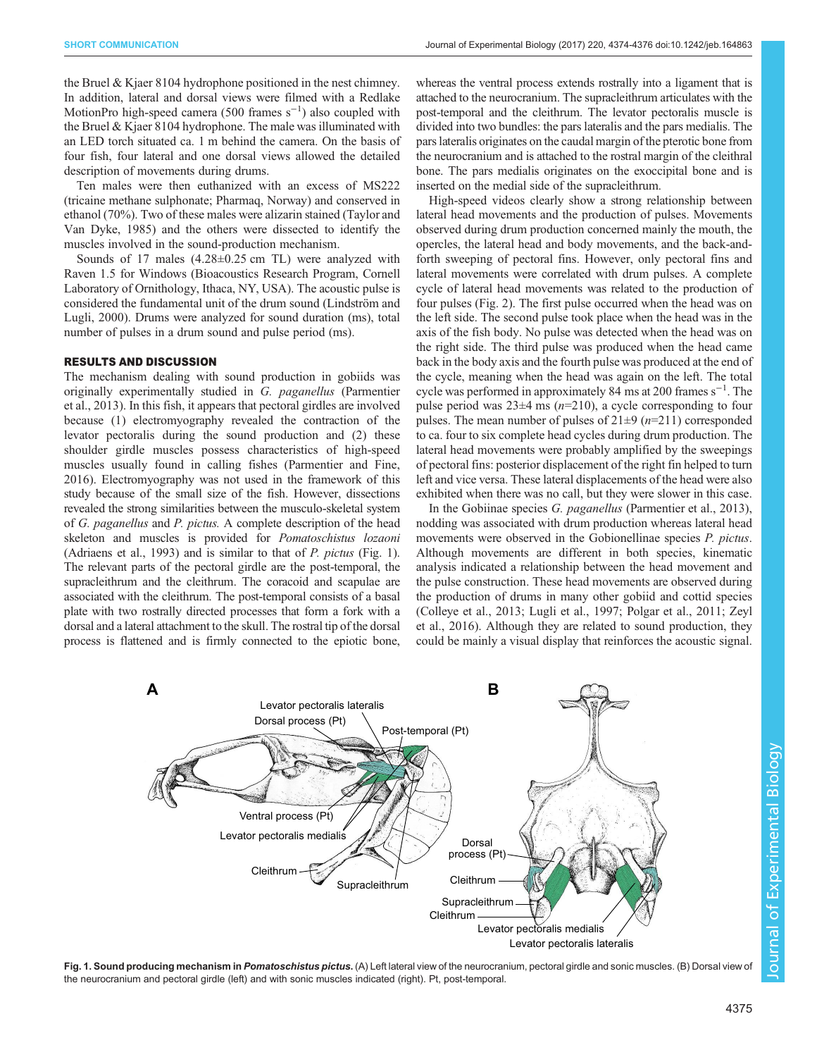the Bruel & Kjaer 8104 hydrophone positioned in the nest chimney. In addition, lateral and dorsal views were filmed with a Redlake MotionPro high-speed camera (500 frames $s^{-1}$) also coupled with the Bruel & Kjaer 8104 hydrophone. The male was illuminated with an LED torch situated ca. 1 m behind the camera. On the basis of four fish, four lateral and one dorsal views allowed the detailed description of movements during drums.

Ten males were then euthanized with an excess of MS222 (tricaine methane sulphonate; Pharmaq, Norway) and conserved in ethanol (70%). Two of these males were alizarin stained (Taylor and Van Dyke, 1985) and the others were dissected to identify the muscles involved in the sound-production mechanism.

Sounds of 17 males (4.28±0.25 cm TL) were analyzed with Raven 1.5 for Windows (Bioacoustics Research Program, Cornell Laboratory of Ornithology, Ithaca, NY, USA). The acoustic pulse is considered the fundamental unit of the drum sound (Lindström and Lugli, 2000). Drums were analyzed for sound duration (ms), total number of pulses in a drum sound and pulse period (ms).

## RESULTS AND DISCUSSION

The mechanism dealing with sound production in gobiids was originally experimentally studied in *G. paganellus* (Parmentier et al., 2013). In this fish, it appears that pectoral girdles are involved because (1) electromyography revealed the contraction of the levator pectoralis during the sound production and (2) these shoulder girdle muscles possess characteristics of high-speed muscles usually found in calling fishes (Parmentier and Fine, 2016). Electromyography was not used in the framework of this study because of the small size of the fish. However, dissections revealed the strong similarities between the musculo-skeletal system of *G. paganellus* and *P. pictus.* A complete description of the head skeleton and muscles is provided for *Pomatoschistus lozaoni* (Adriaens et al., 1993) and is similar to that of *P. pictus* (Fig. 1). The relevant parts of the pectoral girdle are the post-temporal, the supracleithrum and the cleithrum. The coracoid and scapulae are associated with the cleithrum. The post-temporal consists of a basal plate with two rostrally directed processes that form a fork with a dorsal and a lateral attachment to the skull. The rostral tip of the dorsal process is flattened and is firmly connected to the epiotic bone, whereas the ventral process extends rostrally into a ligament that is attached to the neurocranium. The supracleithrum articulates with the post-temporal and the cleithrum. The levator pectoralis muscle is divided into two bundles: the pars lateralis and the pars medialis. The pars lateralis originates on the caudal margin of the pterotic bone from the neurocranium and is attached to the rostral margin of the cleithral bone. The pars medialis originates on the exoccipital bone and is inserted on the medial side of the supracleithrum.

High-speed videos clearly show a strong relationship between lateral head movements and the production of pulses. Movements observed during drum production concerned mainly the mouth, the opercles, the lateral head and body movements, and the back-and-forth sweeping of pectoral fins. However, only pectoral fins and lateral movements were correlated with drum pulses. A complete cycle of lateral head movements was related to the production of four pulses (Fig. 2). The first pulse occurred when the head was on the left side. The second pulse took place when the head was in the axis of the fish body. No pulse was detected when the head was on the right side. The third pulse was produced when the head came back in the body axis and the fourth pulse was produced at the end of the cycle, meaning when the head was again on the left. The total cycle was performed in approximately 84 ms at 200 frames $s^{-1}$. The pulse period was 23±4 ms ($n$=210), a cycle corresponding to four pulses. The mean number of pulses of 21±9 ($n$=211) corresponded to ca. four to six complete head cycles during drum production. The lateral head movements were probably amplified by the sweepings of pectoral fins: posterior displacement of the right fin helped to turn left and vice versa. These lateral displacements of the head were also exhibited when there was no call, but they were slower in this case.

In the Gobiinae species *G. paganellus* (Parmentier et al., 2013), nodding was associated with drum production whereas lateral head movements were observed in the Gobionellinae species *P. pictus*. Although movements are different in both species, kinematic analysis indicated a relationship between the head movement and the pulse construction. These head movements are observed during the production of drums in many other gobiid and cottid species (Colleye et al., 2013; Lugli et al., 1997; Polgar et al., 2011; Zeyl et al., 2016). Although they are related to sound production, they could be mainly a visual display that reinforces the acoustic signal.

**Fig. 1. Sound producing mechanism in *Pomatoschistus pictus*.** (A) Left lateral view of the neurocranium, pectoral girdle and sonic muscles. (B) Dorsal view of the neurocranium and pectoral girdle (left) and with sonic muscles indicated (right). Pt, post-temporal.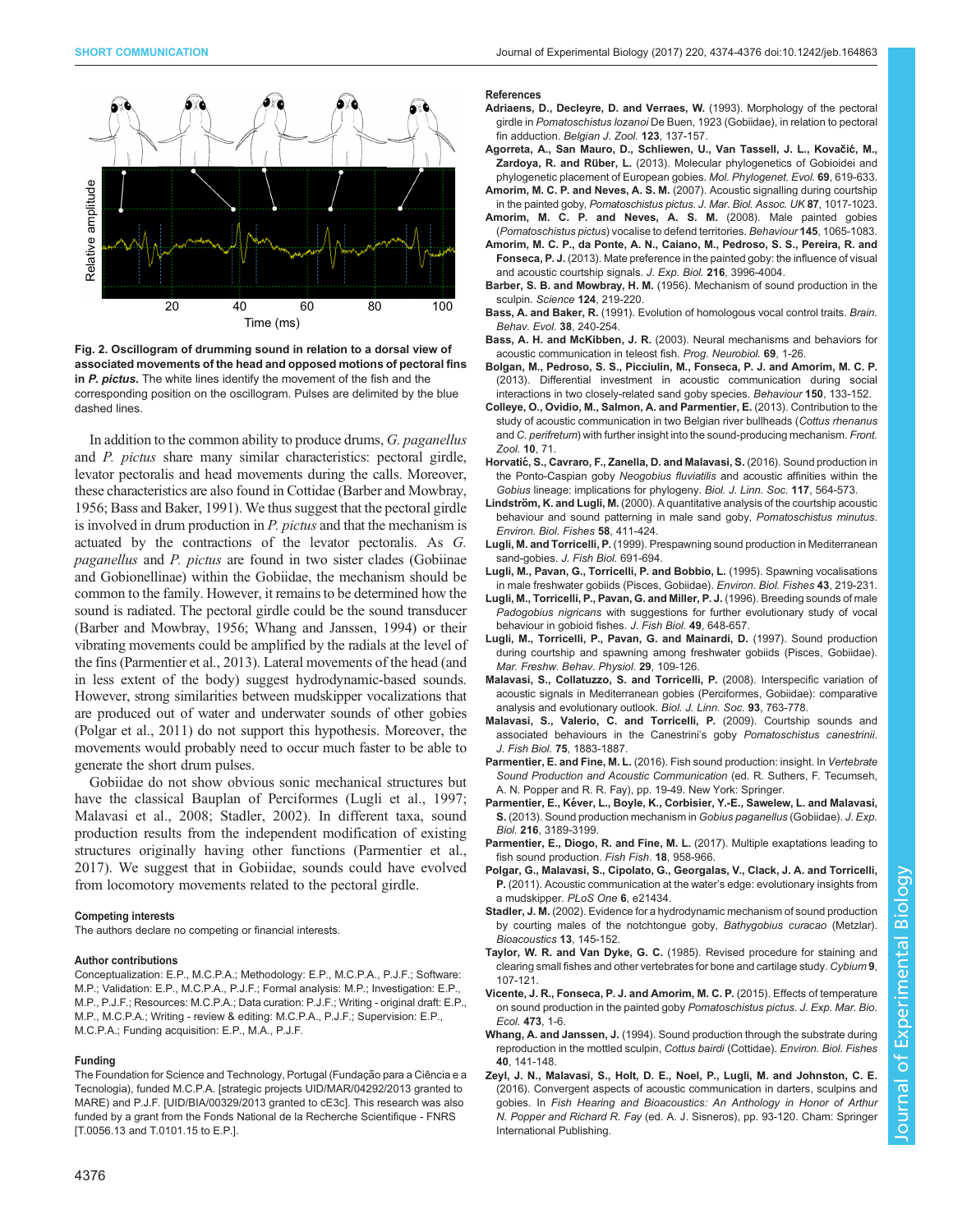Relative amplitude

20

40

60

80

100

Time (ms)

**Fig. 2. Oscillogram of drumming sound in relation to a dorsal view of associated movements of the head and opposed motions of pectoral fins in *P. pictus*.** The white lines identify the movement of the fish and the corresponding position on the oscillogram. Pulses are delimited by the blue dashed lines.

In addition to the common ability to produce drums, *G. paganellus* and *P. pictus* share many similar characteristics: pectoral girdle, levator pectoralis and head movements during the calls. Moreover, these characteristics are also found in Cottidae (Barber and Mowbray, 1956; Bass and Baker, 1991). We thus suggest that the pectoral girdle is involved in drum production in *P. pictus* and that the mechanism is actuated by the contractions of the levator pectoralis. As *G. paganellus* and *P. pictus* are found in two sister clades (Gobiinae and Gobionellinae) within the Gobiidae, the mechanism should be common to the family. However, it remains to be determined how the sound is radiated. The pectoral girdle could be the sound transducer (Barber and Mowbray, 1956; Whang and Janssen, 1994) or their vibrating movements could be amplified by the radials at the level of the fins (Parmentier et al., 2013). Lateral movements of the head (and in less extent of the body) suggest hydrodynamic-based sounds. However, strong similarities between mudskipper vocalizations that are produced out of water and underwater sounds of other gobies (Polgar et al., 2011) do not support this hypothesis. Moreover, the movements would probably need to occur much faster to be able to generate the short drum pulses.

Gobiidae do not show obvious sonic mechanical structures but have the classical Bauplan of Perciformes (Lugli et al., 1997; Malavasi et al., 2008; Stadler, 2002). In different taxa, sound production results from the independent modification of existing structures originally having other functions (Parmentier et al., 2017). We suggest that in Gobiidae, sounds could have evolved from locomotory movements related to the pectoral girdle.

#### Competing interests

The authors declare no competing or financial interests.

#### Author contributions

Conceptualization: E.P., M.C.P.A.; Methodology: E.P., M.C.P.A., P.J.F.; Software: M.P.; Validation: E.P., M.C.P.A., P.J.F.; Formal analysis: M.P.; Investigation: E.P., M.P., P.J.F.; Resources: M.C.P.A.; Data curation: P.J.F.; Writing - original draft: E.P., M.P., M.C.P.A.; Writing - review & editing: M.C.P.A., P.J.F.; Supervision: E.P., M.C.P.A.; Funding acquisition: E.P., M.A., P.J.F.

#### Funding

The Foundation for Science and Technology, Portugal (Fundação para a Ciência e a Tecnologia), funded M.C.P.A. [strategic projects UID/MAR/04292/2013 granted to MARE) and P.J.F. [UID/BIA/00329/2013 granted to cE3c]. This research was also funded by a grant from the Fonds National de la Recherche Scientifique - FNRS [T.0056.13 and T.0101.15 to E.P.].

#### References

**Adriaens, D., Decleyre, D. and Verraes, W.** (1993). Morphology of the pectoral girdle in *Pomatoschistus lozanoi* De Buen, 1923 (Gobiidae), in relation to pectoral fin adduction. *Belgian J. Zool.* **123**, 137-157.

**Agorreta, A., San Mauro, D., Schliewen, U., Van Tassell, J. L., Kovačić, M., Zardoya, R. and Rüber, L.** (2013). Molecular phylogenetics of Gobioidei and phylogenetic placement of European gobies. *Mol. Phylogenet. Evol.* **69**, 619-633.

**Amorim, M. C. P. and Neves, A. S. M.** (2007). Acoustic signalling during courtship in the painted goby, *Pomatoschistus pictus*. *J. Mar. Biol. Assoc. UK* **87**, 1017-1023.

**Amorim, M. C. P. and Neves, A. S. M.** (2008). Male painted gobies (*Pomatoschistus pictus*) vocalise to defend territories. *Behaviour* **145**, 1065-1083.

**Amorim, M. C. P., da Ponte, A. N., Caiano, M., Pedroso, S. S., Pereira, R. and Fonseca, P. J.** (2013). Mate preference in the painted goby: the influence of visual and acoustic courtship signals. *J. Exp. Biol.* **216**, 3996-4004.

**Barber, S. B. and Mowbray, H. M.** (1956). Mechanism of sound production in the sculpin. *Science* **124**, 219-220.

**Bass, A. and Baker, R.** (1991). Evolution of homologous vocal control traits. *Brain. Behav. Evol.* **38**, 240-254.

**Bass, A. H. and McKibben, J. R.** (2003). Neural mechanisms and behaviors for acoustic communication in teleost fish. *Prog. Neurobiol.* **69**, 1-26.

**Bolgan, M., Pedroso, S. S., Picciulin, M., Fonseca, P. J. and Amorim, M. C. P.** (2013). Differential investment in acoustic communication during social interactions in two closely-related sand goby species. *Behaviour* **150**, 133-152.

**Colleye, O., Ovidio, M., Salmon, A. and Parmentier, E.** (2013). Contribution to the study of acoustic communication in two Belgian river bullheads (*Cottus rhenanus* and *C. perifretum*) with further insight into the sound-producing mechanism. *Front. Zool.* **10**, 71.

**Horvatić, S., Cavraro, F., Zanella, D. and Malavasi, S.** (2016). Sound production in the Ponto-Caspian goby *Neogobius fluviatilis* and acoustic affinities within the *Gobius* lineage: implications for phylogeny. *Biol. J. Linn. Soc.* **117**, 564-573.

**Lindström, K. and Lugli, M.** (2000). A quantitative analysis of the courtship acoustic behaviour and sound patterning in male sand goby, *Pomatoschistus minutus*. *Environ. Biol. Fishes* **58**, 411-424.

**Lugli, M. and Torricelli, P.** (1999). Prespawning sound production in Mediterranean sand-gobies. *J. Fish Biol.* 691-694.

**Lugli, M., Pavan, G., Torricelli, P. and Bobbio, L.** (1995). Spawning vocalisations in male freshwater gobiids (Pisces, Gobiidae). *Environ. Biol. Fishes* **43**, 219-231.

**Lugli, M., Torricelli, P., Pavan, G. and Miller, P. J.** (1996). Breeding sounds of male *Padogobius nigricans* with suggestions for further evolutionary study of vocal behaviour in gobioid fishes. *J. Fish Biol.* **49**, 648-657.

**Lugli, M., Torricelli, P., Pavan, G. and Mainardi, D.** (1997). Sound production during courtship and spawning among freshwater gobiids (Pisces, Gobiidae). *Mar. Freshw. Behav. Physiol.* **29**, 109-126.

**Malavasi, S., Collatuzzo, S. and Torricelli, P.** (2008). Interspecific variation of acoustic signals in Mediterranean gobies (Perciformes, Gobiidae): comparative analysis and evolutionary outlook. *Biol. J. Linn. Soc.* **93**, 763-778.

**Malavasi, S., Valerio, C. and Torricelli, P.** (2009). Courtship sounds and associated behaviours in the Canestrini's goby *Pomatoschistus canestrinii*. *J. Fish Biol.* **75**, 1883-1887.

**Parmentier, E. and Fine, M. L.** (2016). Fish sound production: insight. In *Vertebrate Sound Production and Acoustic Communication* (ed. R. Suthers, F. Tecumseh, A. N. Popper and R. R. Fay), pp. 19-49. New York: Springer.

**Parmentier, E., Kéver, L., Boyle, K., Corbisier, Y.-E., Sawelew, L. and Malavasi, S.** (2013). Sound production mechanism in *Gobius paganellus* (Gobiidae). *J. Exp. Biol.* **216**, 3189-3199.

**Parmentier, E., Diogo, R. and Fine, M. L.** (2017). Multiple exaptations leading to fish sound production. *Fish Fish.* **18**, 958-966.

**Polgar, G., Malavasi, S., Cipolato, G., Georgalas, V., Clack, J. A. and Torricelli, P.** (2011). Acoustic communication at the water's edge: evolutionary insights from a mudskipper. *PLoS One* **6**, e21434.

**Stadler, J. M.** (2002). Evidence for a hydrodynamic mechanism of sound production by courting males of the notchtongue goby, *Bathygobius curacao* (Metzlar). *Bioacoustics* **13**, 145-152.

**Taylor, W. R. and Van Dyke, G. C.** (1985). Revised procedure for staining and clearing small fishes and other vertebrates for bone and cartilage study. *Cybium* **9**, 107-121.

**Vicente, J. R., Fonseca, P. J. and Amorim, M. C. P.** (2015). Effects of temperature on sound production in the painted goby *Pomatoschistus pictus*. *J. Exp. Mar. Bio. Ecol.* **473**, 1-6.

**Whang, A. and Janssen, J.** (1994). Sound production through the substrate during reproduction in the mottled sculpin, *Cottus bairdi* (Cottidae). *Environ. Biol. Fishes* **40**, 141-148.

**Zeyl, J. N., Malavasi, S., Holt, D. E., Noel, P., Lugli, M. and Johnston, C. E.** (2016). Convergent aspects of acoustic communication in darters, sculpins and gobies. In *Fish Hearing and Bioacoustics: An Anthology in Honor of Arthur N. Popper and Richard R. Fay* (ed. A. J. Sisneros), pp. 93-120. Cham: Springer International Publishing.